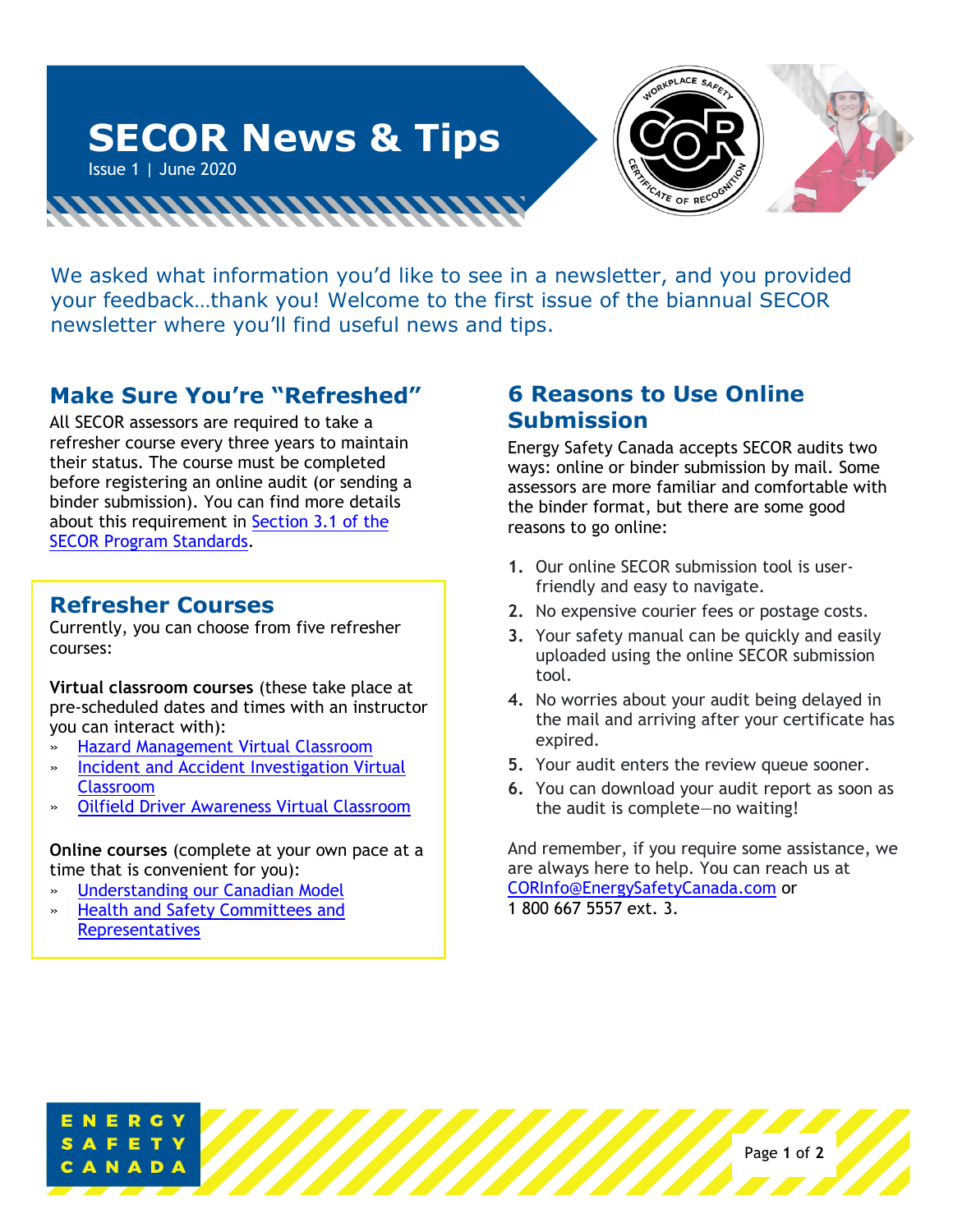# SECOR News & Tips

Issue 1 | June 2020

We asked what information you'd like to see in a newsletter, and you provided your feedback…thank you! Welcome to the first issue of the biannual SECOR newsletter where you'll find useful news and tips.

## Make Sure You're "Refreshed"

All SECOR assessors are required to take a refresher course every three years to maintain their status. The course must be completed before registering an online audit (or sending a binder submission). You can find more details about this requirement in Section 3.1 of the SECOR Program Standards.

## Refresher Courses

Currently, you can choose from five refresher courses:

**Virtual classroom courses** (these take place at pre-scheduled dates and times with an instructor you can interact with):

- Hazard Management Virtual Classroom
- Incident and Accident Investigation Virtual Classroom
- Oilfield Driver Awareness Virtual Classroom

**Online courses** (complete at your own pace at a time that is convenient for you):

- Understanding our Canadian Model
- Health and Safety Committees and Representatives

## 6 Reasons to Use Online Submission

Energy Safety Canada accepts SECOR audits two ways: online or binder submission by mail. Some assessors are more familiar and comfortable with the binder format, but there are some good reasons to go online:

1. Our online SECOR submission tool is user-friendly and easy to navigate.
2. No expensive courier fees or postage costs.
3. Your safety manual can be quickly and easily uploaded using the online SECOR submission tool.
4. No worries about your audit being delayed in the mail and arriving after your certificate has expired.
5. Your audit enters the review queue sooner.
6. You can download your audit report as soon as the audit is complete—no waiting!

And remember, if you require some assistance, we are always here to help. You can reach us at CORInfo@EnergySafetyCanada.com or 1 800 667 5557 ext. 3.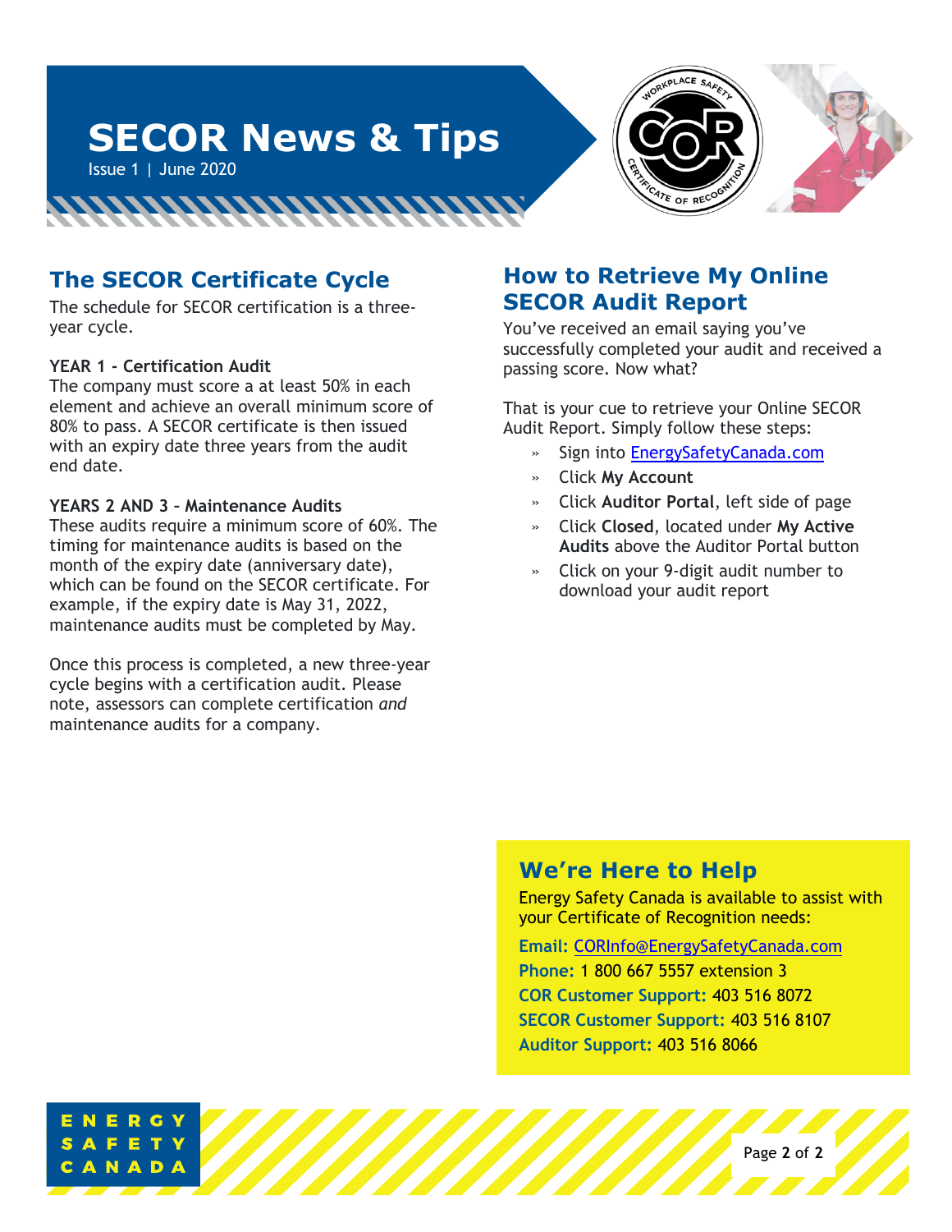# SECOR News & Tips

Issue 1 | June 2020

## The SECOR Certificate Cycle

The schedule for SECOR certification is a three-year cycle.

**YEAR 1 - Certification Audit**

The company must score a at least 50% in each element and achieve an overall minimum score of 80% to pass. A SECOR certificate is then issued with an expiry date three years from the audit end date.

**YEARS 2 AND 3 – Maintenance Audits**

These audits require a minimum score of 60%. The timing for maintenance audits is based on the month of the expiry date (anniversary date), which can be found on the SECOR certificate. For example, if the expiry date is May 31, 2022, maintenance audits must be completed by May.

Once this process is completed, a new three-year cycle begins with a certification audit. Please note, assessors can complete certification *and* maintenance audits for a company.

## How to Retrieve My Online SECOR Audit Report

You've received an email saying you've successfully completed your audit and received a passing score. Now what?

That is your cue to retrieve your Online SECOR Audit Report. Simply follow these steps:

- Sign into EnergySafetyCanada.com
- Click **My Account**
- Click **Auditor Portal**, left side of page
- Click **Closed**, located under **My Active Audits** above the Auditor Portal button
- Click on your 9-digit audit number to download your audit report

## We're Here to Help

Energy Safety Canada is available to assist with your Certificate of Recognition needs:

**Email:** CORInfo@EnergySafetyCanada.com
**Phone:** 1 800 667 5557 extension 3
**COR Customer Support:** 403 516 8072
**SECOR Customer Support:** 403 516 8107
**Auditor Support:** 403 516 8066

ENERGY SAFETY CANADA